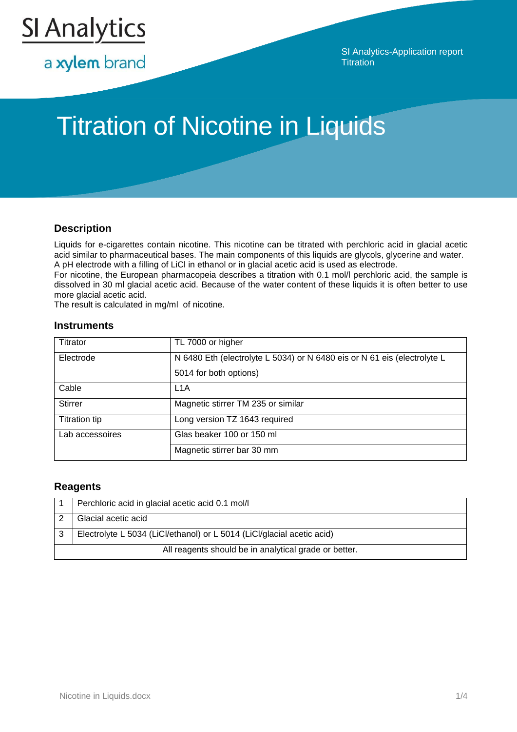SI Analytics

a xylem brand

SI Analytics-Application report
Titration

# Titration of Nicotine in Liquids

## Description

Liquids for e-cigarettes contain nicotine. This nicotine can be titrated with perchloric acid in glacial acetic acid similar to pharmaceutical bases. The main components of this liquids are glycols, glycerine and water. A pH electrode with a filling of LiCl in ethanol or in glacial acetic acid is used as electrode.
For nicotine, the European pharmacopeia describes a titration with 0.1 mol/l perchloric acid, the sample is dissolved in 30 ml glacial acetic acid. Because of the water content of these liquids it is often better to use more glacial acetic acid.
The result is calculated in mg/ml of nicotine.

## Instruments

| | |
|---|---|
| Titrator | TL 7000 or higher |
| Electrode | N 6480 Eth (electrolyte L 5034) or N 6480 eis or N 61 eis (electrolyte L 5014 for both options) |
| Cable | L1A |
| Stirrer | Magnetic stirrer TM 235 or similar |
| Titration tip | Long version TZ 1643 required |
| Lab accessoires | Glas beaker 100 or 150 ml |
| | Magnetic stirrer bar 30 mm |

## Reagents

| | |
|---|---|
| 1 | Perchloric acid in glacial acetic acid 0.1 mol/l |
| 2 | Glacial acetic acid |
| 3 | Electrolyte L 5034 (LiCl/ethanol) or L 5014 (LiCl/glacial acetic acid) |
| | All reagents should be in analytical grade or better. |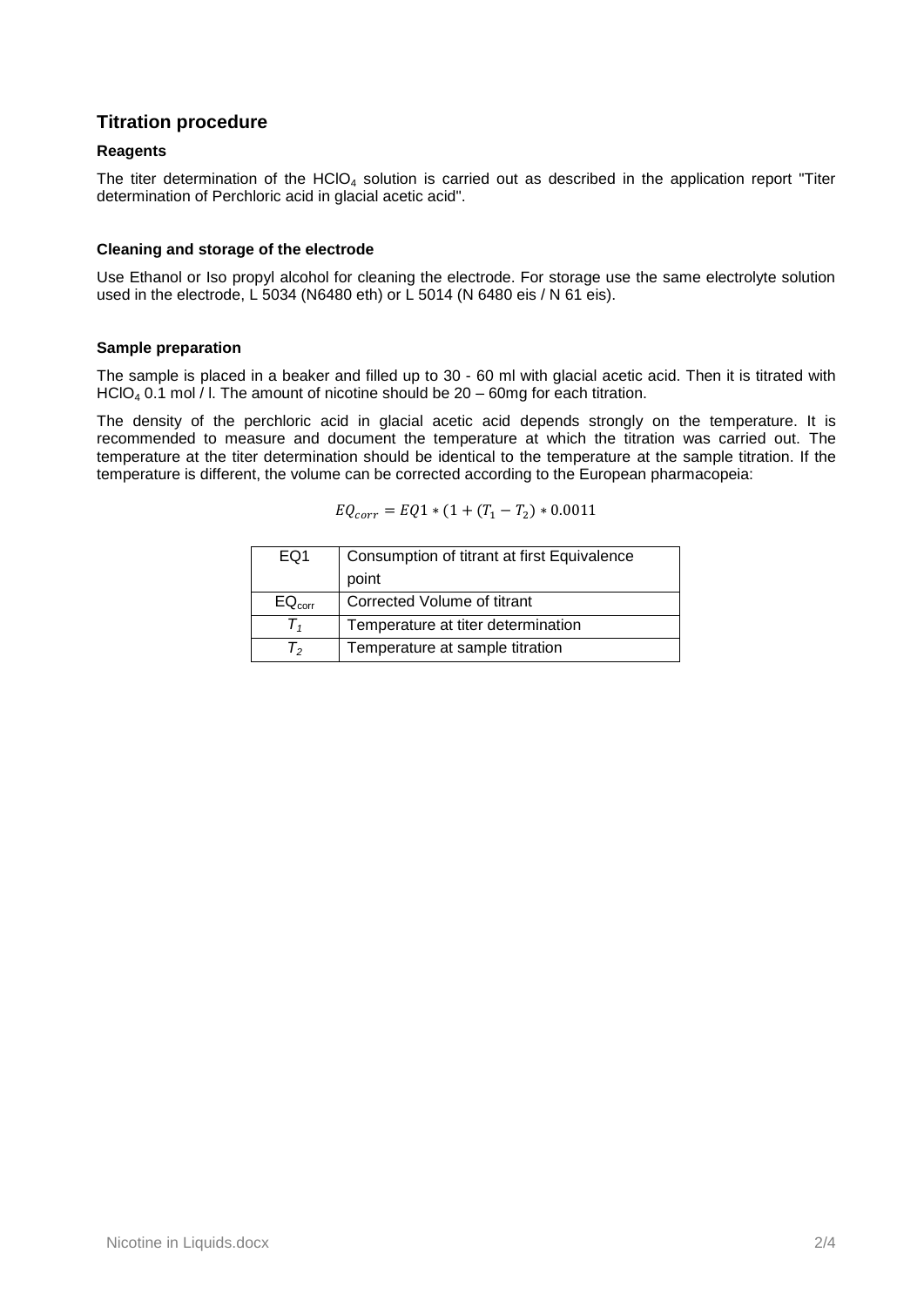## Titration procedure

### Reagents

The titer determination of the $HClO_4$ solution is carried out as described in the application report "Titer determination of Perchloric acid in glacial acetic acid".

### Cleaning and storage of the electrode

Use Ethanol or Iso propyl alcohol for cleaning the electrode. For storage use the same electrolyte solution used in the electrode, L 5034 (N6480 eth) or L 5014 (N 6480 eis / N 61 eis).

### Sample preparation

The sample is placed in a beaker and filled up to 30 - 60 ml with glacial acetic acid. Then it is titrated with $HClO_4$ 0.1 mol / l. The amount of nicotine should be 20 – 60mg for each titration.

The density of the perchloric acid in glacial acetic acid depends strongly on the temperature. It is recommended to measure and document the temperature at which the titration was carried out. The temperature at the titer determination should be identical to the temperature at the sample titration. If the temperature is different, the volume can be corrected according to the European pharmacopeia:

$$EQ_{corr} = EQ1 * (1 + (T_1 - T_2) * 0.0011$$

| | |
|---|---|
| EQ1 | Consumption of titrant at first Equivalence point |
| $EQ_{corr}$ | Corrected Volume of titrant |
| $T_1$ | Temperature at titer determination |
| $T_2$ | Temperature at sample titration |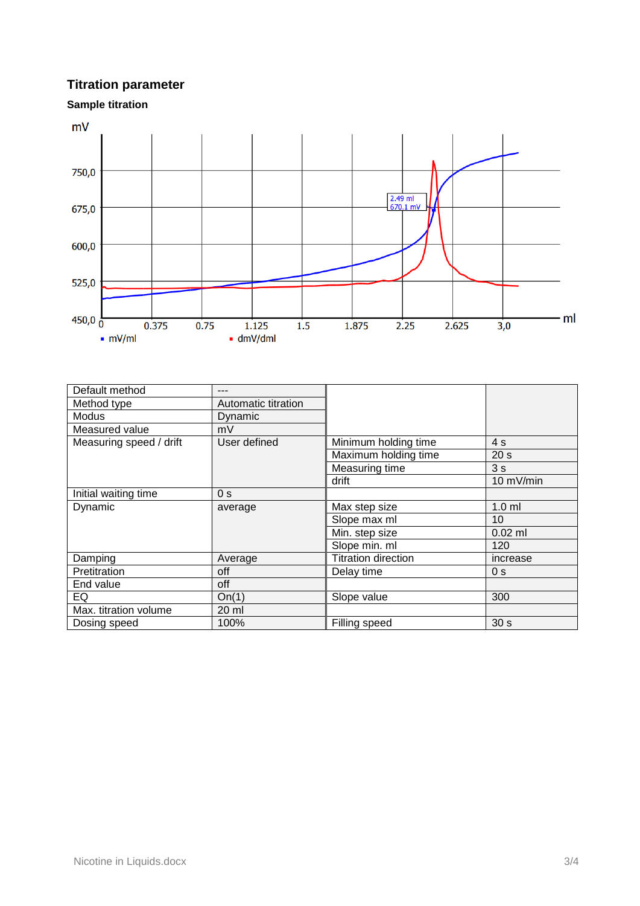## Titration parameter

### Sample titration

| Default method | --- | | |
|---|---|---|---|
| Method type | Automatic titration | | |
| Modus | Dynamic | | |
| Measured value | mV | | |
| Measuring speed / drift | User defined | Minimum holding time | 4 s |
| | | Maximum holding time | 20 s |
| | | Measuring time | 3 s |
| | | drift | 10 mV/min |
| Initial waiting time | 0 s | | |
| Dynamic | average | Max step size | 1.0 ml |
| | | Slope max ml | 10 |
| | | Min. step size | 0.02 ml |
| | | Slope min. ml | 120 |
| Damping | Average | Titration direction | increase |
| Pretitration | off | Delay time | 0 s |
| End value | off | | |
| EQ | On(1) | Slope value | 300 |
| Max. titration volume | 20 ml | | |
| Dosing speed | 100% | Filling speed | 30 s |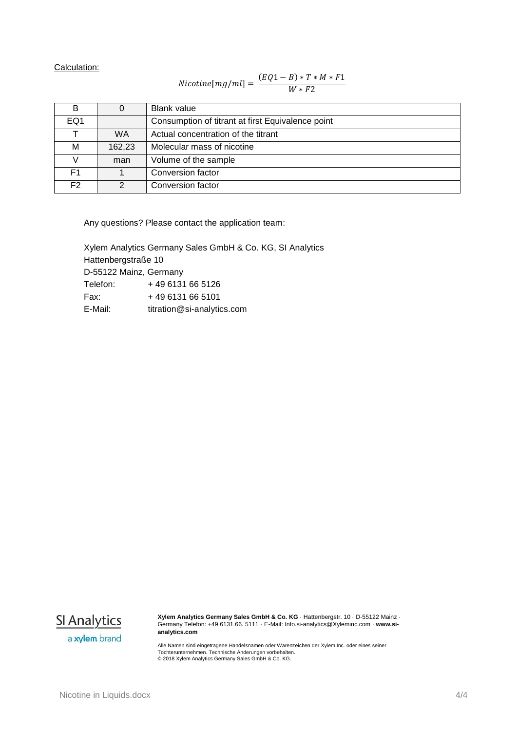Calculation:

$$Nicotine[mg/ml] = \frac{(EQ1 - B) * T * M * F1}{W * F2}$$

| | | |
|---|---|---|
| B | 0 | Blank value |
| EQ1 | | Consumption of titrant at first Equivalence point |
| T | WA | Actual concentration of the titrant |
| M | 162,23 | Molecular mass of nicotine |
| V | man | Volume of the sample |
| F1 | 1 | Conversion factor |
| F2 | 2 | Conversion factor |

Any questions? Please contact the application team:

Xylem Analytics Germany Sales GmbH & Co. KG, SI Analytics
Hattenbergstraße 10
D-55122 Mainz, Germany
Telefon: + 49 6131 66 5126
Fax: + 49 6131 66 5101
E-Mail: titration@si-analytics.com

SI Analytics
a xylem brand

**Xylem Analytics Germany Sales GmbH & Co. KG** · Hattenbergstr. 10 · D-55122 Mainz · Germany Telefon: +49 6131.66. 5111 · E-Mail: Info.si-analytics@Xyleminc.com · **www.si-analytics.com**

Alle Namen sind eingetragene Handelsnamen oder Warenzeichen der Xylem Inc. oder eines seiner Tochterunternehmen. Technische Änderungen vorbehalten.
© 2018 Xylem Analytics Germany Sales GmbH & Co. KG.